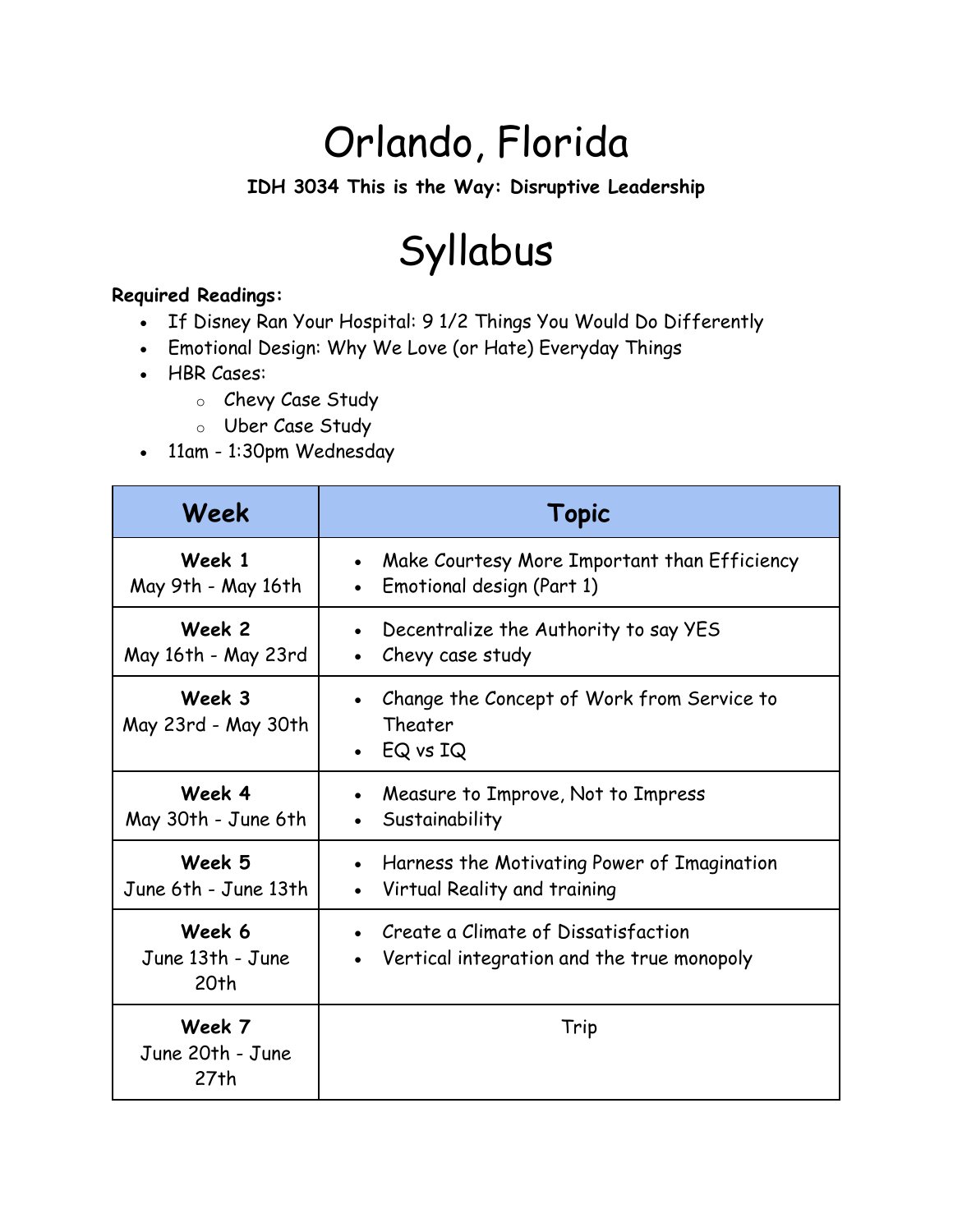# Orlando, Florida

**IDH 3034 This is the Way: Disruptive Leadership**

# Syllabus

**Required Readings:**

- If Disney Ran Your Hospital: 9 1/2 Things You Would Do Differently
- Emotional Design: Why We Love (or Hate) Everyday Things
- HBR Cases:
  - Chevy Case Study
  - Uber Case Study
- 11am - 1:30pm Wednesday

| Week | Topic |
|---|---|
| **Week 1** May 9th - May 16th | • Make Courtesy More Important than Efficiency<br>• Emotional design (Part 1) |
| **Week 2** May 16th - May 23rd | • Decentralize the Authority to say YES<br>• Chevy case study |
| **Week 3** May 23rd - May 30th | • Change the Concept of Work from Service to Theater<br>• EQ vs IQ |
| **Week 4** May 30th - June 6th | • Measure to Improve, Not to Impress<br>• Sustainability |
| **Week 5** June 6th - June 13th | • Harness the Motivating Power of Imagination<br>• Virtual Reality and training |
| **Week 6** June 13th - June 20th | • Create a Climate of Dissatisfaction<br>• Vertical integration and the true monopoly |
| **Week 7** June 20th - June 27th | Trip |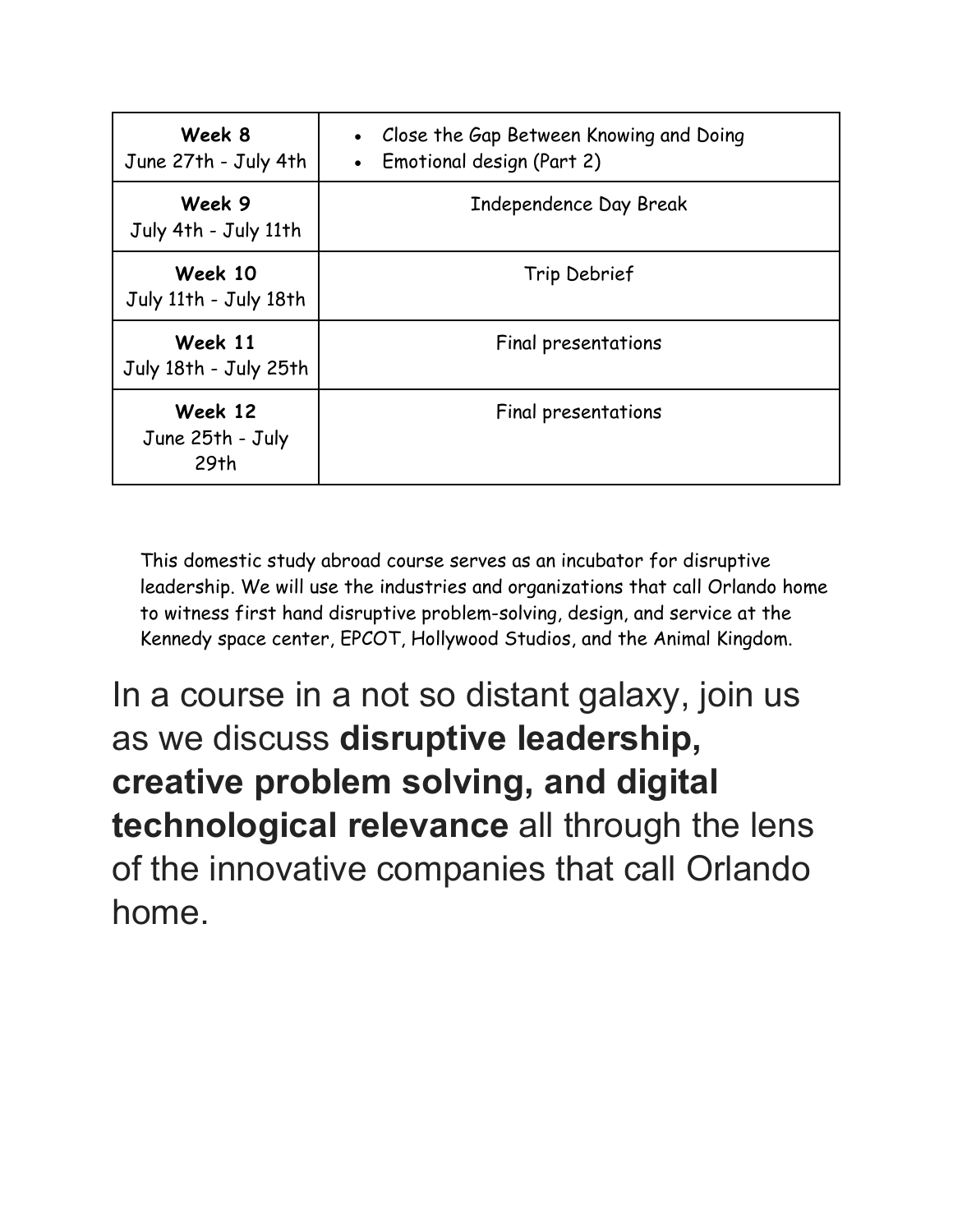| | |
|---|---|
| **Week 8**<br>June 27th - July 4th | • Close the Gap Between Knowing and Doing<br>• Emotional design (Part 2) |
| **Week 9**<br>July 4th - July 11th | Independence Day Break |
| **Week 10**<br>July 11th - July 18th | Trip Debrief |
| **Week 11**<br>July 18th - July 25th | Final presentations |
| **Week 12**<br>June 25th - July 29th | Final presentations |

This domestic study abroad course serves as an incubator for disruptive leadership. We will use the industries and organizations that call Orlando home to witness first hand disruptive problem-solving, design, and service at the Kennedy space center, EPCOT, Hollywood Studios, and the Animal Kingdom.

In a course in a not so distant galaxy, join us as we discuss **disruptive leadership, creative problem solving, and digital technological relevance** all through the lens of the innovative companies that call Orlando home.